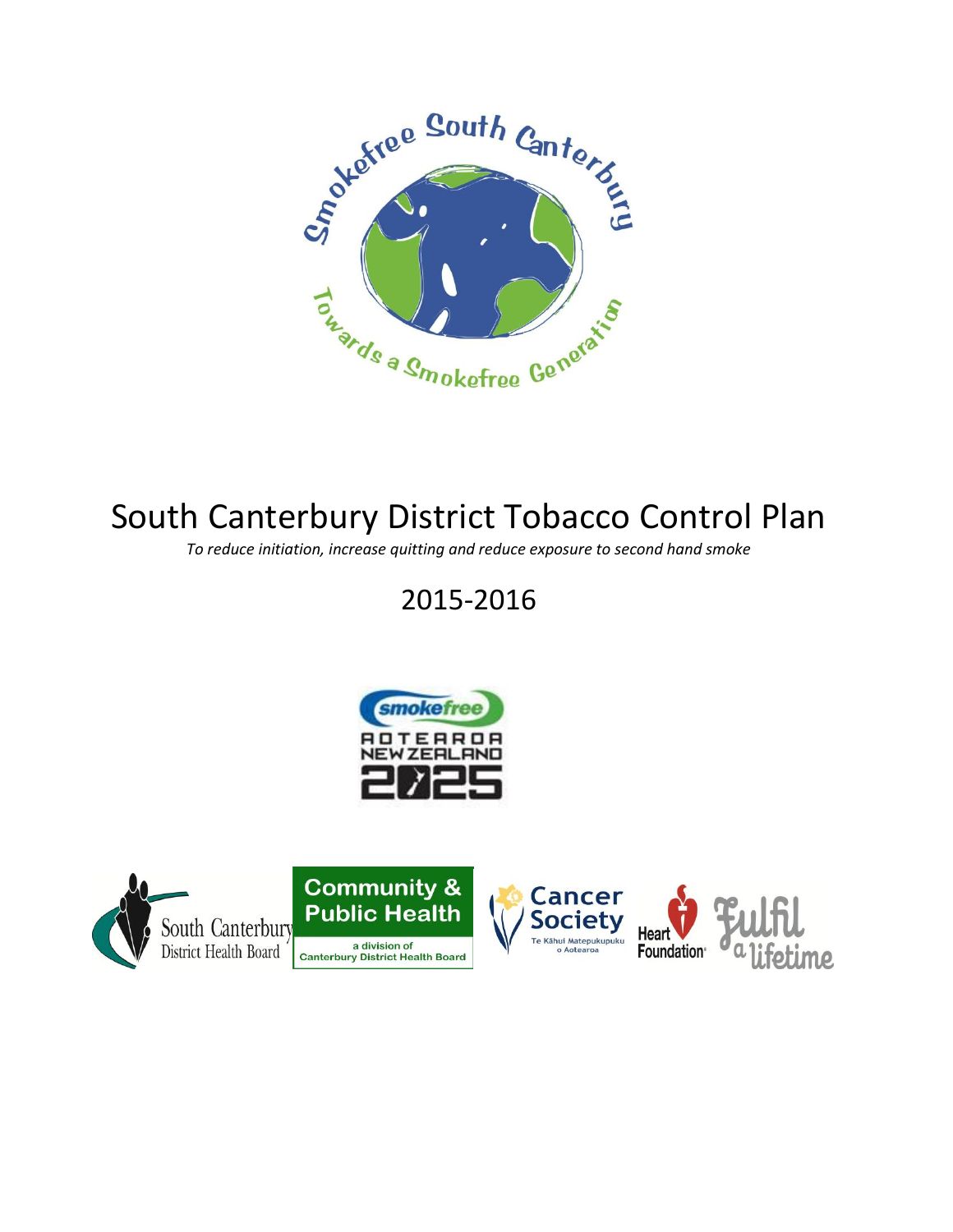# South Canterbury District Tobacco Control Plan

*To reduce initiation, increase quitting and reduce exposure to second hand smoke*

## 2015-2016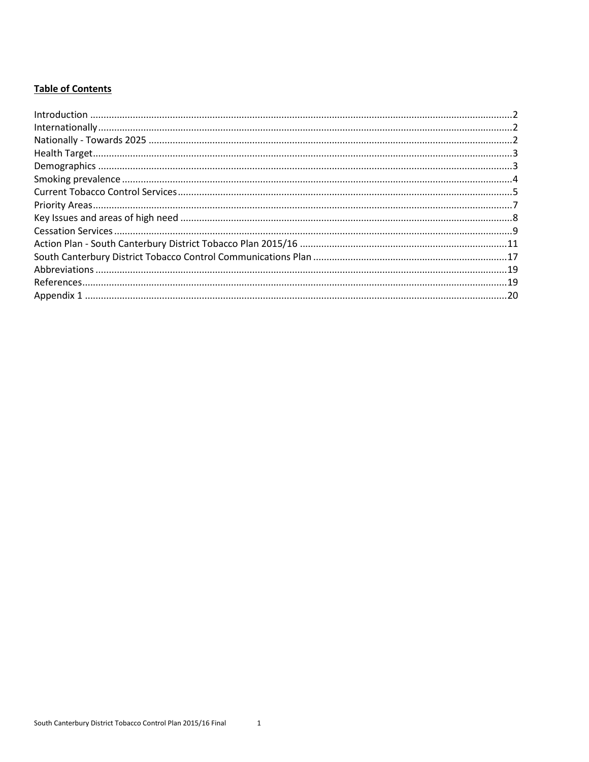**Table of Contents**

Introduction ....................................................................................................................................................2
Internationally .................................................................................................................................................2
Nationally - Towards 2025 ..............................................................................................................................2
Health Target ...................................................................................................................................................3
Demographics .................................................................................................................................................3
Smoking prevalence ........................................................................................................................................4
Current Tobacco Control Services ...................................................................................................................5
Priority Areas ...................................................................................................................................................7
Key Issues and areas of high need ..................................................................................................................8
Cessation Services ...........................................................................................................................................9
Action Plan - South Canterbury District Tobacco Plan 2015/16 ....................................................................11
South Canterbury District Tobacco Control Communications Plan ...............................................................17
Abbreviations .................................................................................................................................................19
References .....................................................................................................................................................19
Appendix 1 .....................................................................................................................................................20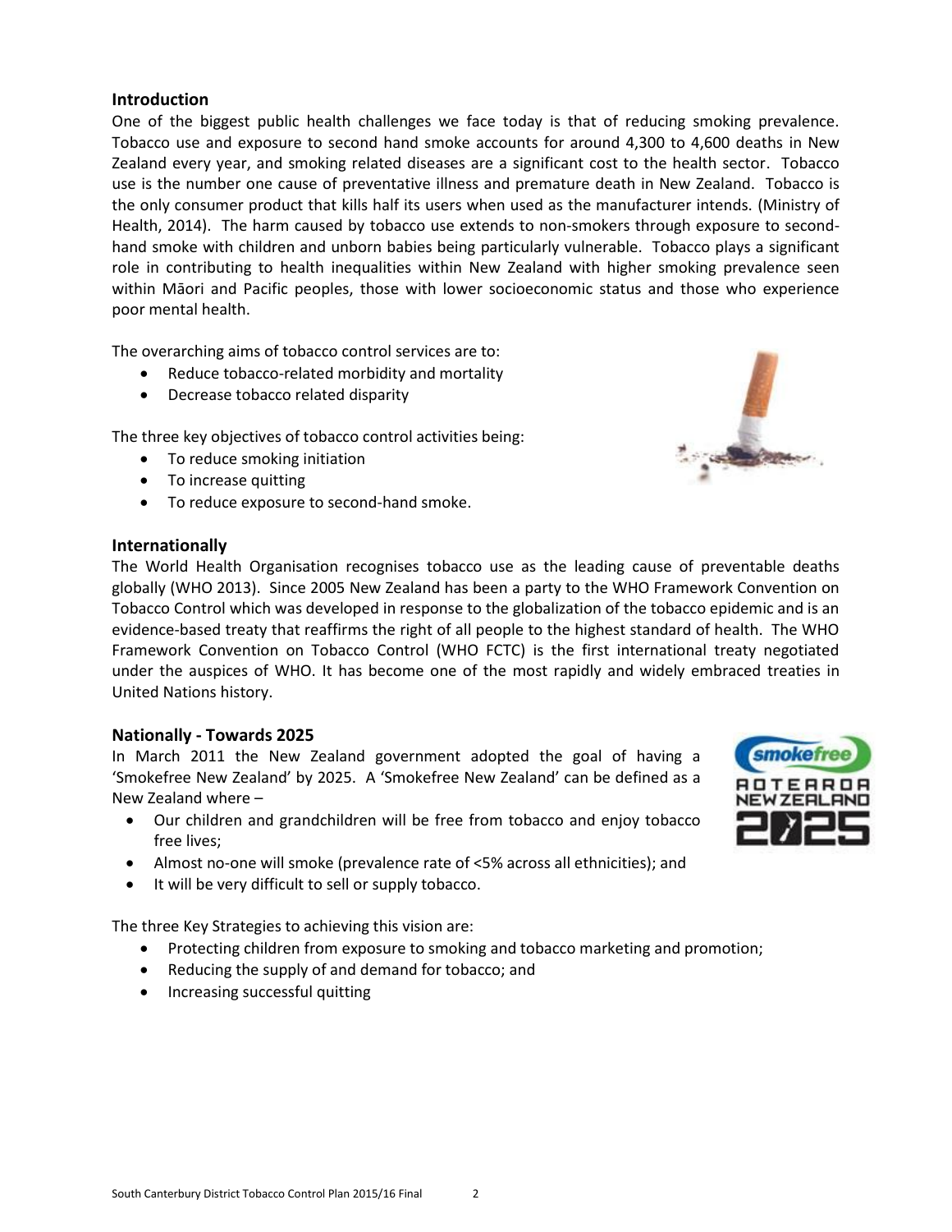## Introduction

One of the biggest public health challenges we face today is that of reducing smoking prevalence. Tobacco use and exposure to second hand smoke accounts for around 4,300 to 4,600 deaths in New Zealand every year, and smoking related diseases are a significant cost to the health sector. Tobacco use is the number one cause of preventative illness and premature death in New Zealand. Tobacco is the only consumer product that kills half its users when used as the manufacturer intends. (Ministry of Health, 2014). The harm caused by tobacco use extends to non-smokers through exposure to second-hand smoke with children and unborn babies being particularly vulnerable. Tobacco plays a significant role in contributing to health inequalities within New Zealand with higher smoking prevalence seen within Māori and Pacific peoples, those with lower socioeconomic status and those who experience poor mental health.

The overarching aims of tobacco control services are to:

- Reduce tobacco-related morbidity and mortality
- Decrease tobacco related disparity

The three key objectives of tobacco control activities being:

- To reduce smoking initiation
- To increase quitting
- To reduce exposure to second-hand smoke.

## Internationally

The World Health Organisation recognises tobacco use as the leading cause of preventable deaths globally (WHO 2013). Since 2005 New Zealand has been a party to the WHO Framework Convention on Tobacco Control which was developed in response to the globalization of the tobacco epidemic and is an evidence-based treaty that reaffirms the right of all people to the highest standard of health. The WHO Framework Convention on Tobacco Control (WHO FCTC) is the first international treaty negotiated under the auspices of WHO. It has become one of the most rapidly and widely embraced treaties in United Nations history.

## Nationally - Towards 2025

In March 2011 the New Zealand government adopted the goal of having a 'Smokefree New Zealand' by 2025. A 'Smokefree New Zealand' can be defined as a New Zealand where –

- Our children and grandchildren will be free from tobacco and enjoy tobacco free lives;
- Almost no-one will smoke (prevalence rate of <5% across all ethnicities); and
- It will be very difficult to sell or supply tobacco.

The three Key Strategies to achieving this vision are:

- Protecting children from exposure to smoking and tobacco marketing and promotion;
- Reducing the supply of and demand for tobacco; and
- Increasing successful quitting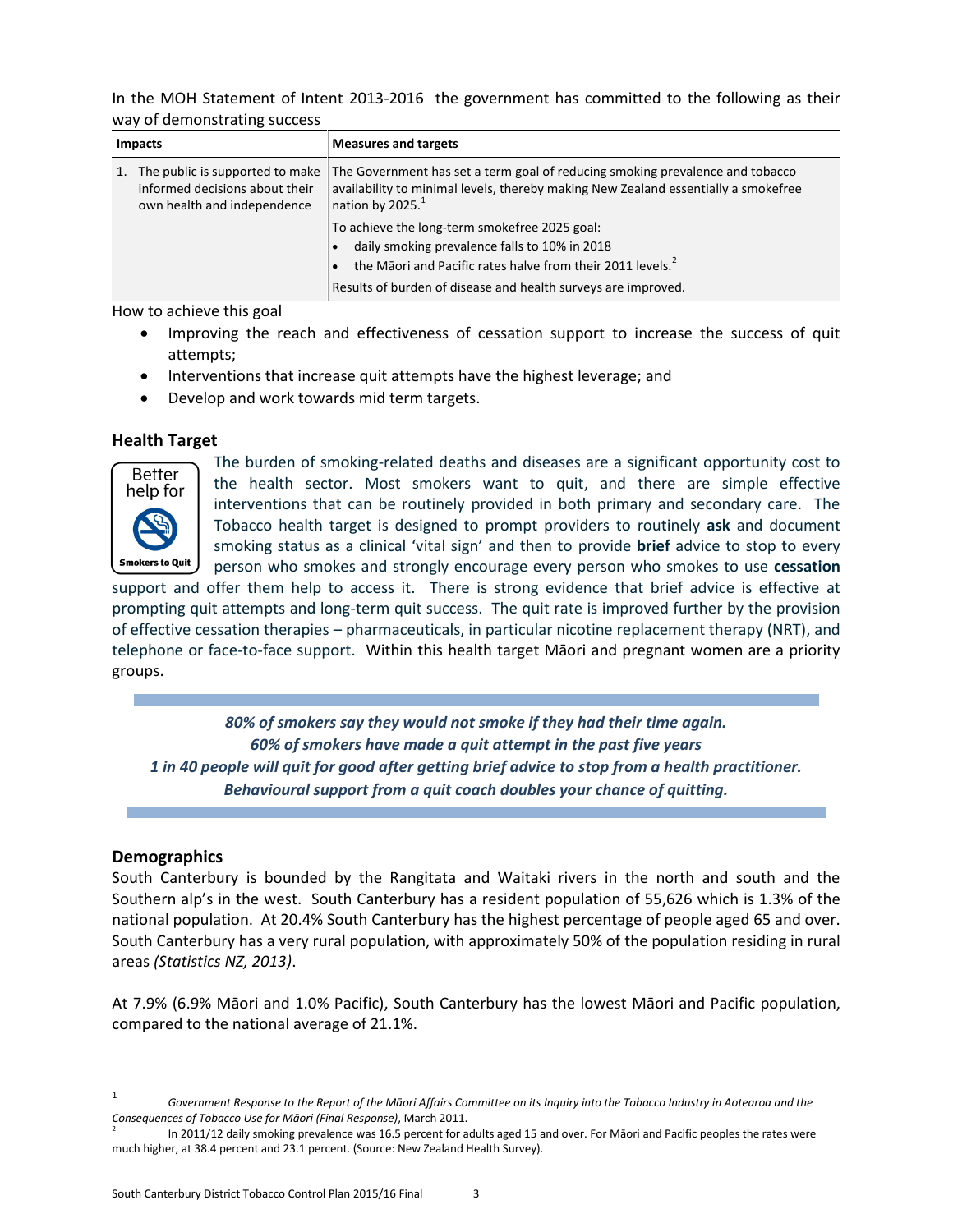In the MOH Statement of Intent 2013-2016 the government has committed to the following as their way of demonstrating success

| Impacts | Measures and targets |
|---|---|
| 1. The public is supported to make informed decisions about their own health and independence | The Government has set a term goal of reducing smoking prevalence and tobacco availability to minimal levels, thereby making New Zealand essentially a smokefree nation by 2025.[1]<br>To achieve the long-term smokefree 2025 goal:<br>• daily smoking prevalence falls to 10% in 2018<br>• the Māori and Pacific rates halve from their 2011 levels.[2]<br>Results of burden of disease and health surveys are improved. |

How to achieve this goal

- Improving the reach and effectiveness of cessation support to increase the success of quit attempts;
- Interventions that increase quit attempts have the highest leverage; and
- Develop and work towards mid term targets.

## Health Target

Better help for Smokers to Quit

The burden of smoking-related deaths and diseases are a significant opportunity cost to the health sector. Most smokers want to quit, and there are simple effective interventions that can be routinely provided in both primary and secondary care. The Tobacco health target is designed to prompt providers to routinely **ask** and document smoking status as a clinical 'vital sign' and then to provide **brief** advice to stop to every person who smokes and strongly encourage every person who smokes to use **cessation** support and offer them help to access it. There is strong evidence that brief advice is effective at prompting quit attempts and long-term quit success. The quit rate is improved further by the provision of effective cessation therapies – pharmaceuticals, in particular nicotine replacement therapy (NRT), and telephone or face-to-face support. Within this health target Māori and pregnant women are a priority groups.

***80% of smokers say they would not smoke if they had their time again.***
***60% of smokers have made a quit attempt in the past five years***
***1 in 40 people will quit for good after getting brief advice to stop from a health practitioner.***
***Behavioural support from a quit coach doubles your chance of quitting.***

## Demographics

South Canterbury is bounded by the Rangitata and Waitaki rivers in the north and south and the Southern alp's in the west. South Canterbury has a resident population of 55,626 which is 1.3% of the national population. At 20.4% South Canterbury has the highest percentage of people aged 65 and over. South Canterbury has a very rural population, with approximately 50% of the population residing in rural areas *(Statistics NZ, 2013)*.

At 7.9% (6.9% Māori and 1.0% Pacific), South Canterbury has the lowest Māori and Pacific population, compared to the national average of 21.1%.

---

[1] *Government Response to the Report of the Māori Affairs Committee on its Inquiry into the Tobacco Industry in Aotearoa and the Consequences of Tobacco Use for Māori (Final Response)*, March 2011.

[2] In 2011/12 daily smoking prevalence was 16.5 percent for adults aged 15 and over. For Māori and Pacific peoples the rates were much higher, at 38.4 percent and 23.1 percent. (Source: New Zealand Health Survey).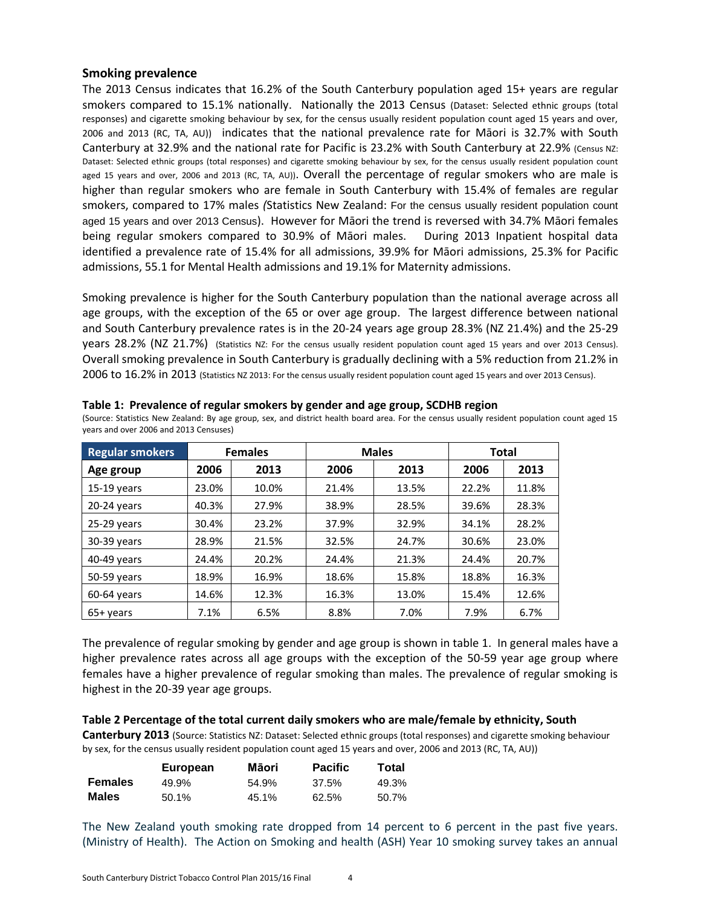## Smoking prevalence

The 2013 Census indicates that 16.2% of the South Canterbury population aged 15+ years are regular smokers compared to 15.1% nationally. Nationally the 2013 Census (Dataset: Selected ethnic groups (total responses) and cigarette smoking behaviour by sex, for the census usually resident population count aged 15 years and over, 2006 and 2013 (RC, TA, AU)) indicates that the national prevalence rate for Māori is 32.7% with South Canterbury at 32.9% and the national rate for Pacific is 23.2% with South Canterbury at 22.9% (Census NZ: Dataset: Selected ethnic groups (total responses) and cigarette smoking behaviour by sex, for the census usually resident population count aged 15 years and over, 2006 and 2013 (RC, TA, AU)). Overall the percentage of regular smokers who are male is higher than regular smokers who are female in South Canterbury with 15.4% of females are regular smokers, compared to 17% males *(*Statistics New Zealand: For the census usually resident population count aged 15 years and over 2013 Census). However for Māori the trend is reversed with 34.7% Māori females being regular smokers compared to 30.9% of Māori males. During 2013 Inpatient hospital data identified a prevalence rate of 15.4% for all admissions, 39.9% for Māori admissions, 25.3% for Pacific admissions, 55.1 for Mental Health admissions and 19.1% for Maternity admissions.

Smoking prevalence is higher for the South Canterbury population than the national average across all age groups, with the exception of the 65 or over age group. The largest difference between national and South Canterbury prevalence rates is in the 20-24 years age group 28.3% (NZ 21.4%) and the 25-29 years 28.2% (NZ 21.7%) (Statistics NZ: For the census usually resident population count aged 15 years and over 2013 Census). Overall smoking prevalence in South Canterbury is gradually declining with a 5% reduction from 21.2% in 2006 to 16.2% in 2013 (Statistics NZ 2013: For the census usually resident population count aged 15 years and over 2013 Census).

**Table 1: Prevalence of regular smokers by gender and age group, SCDHB region**
(Source: Statistics New Zealand: By age group, sex, and district health board area. For the census usually resident population count aged 15 years and over 2006 and 2013 Censuses)

| Regular smokers | Females | | Males | | Total | |
|---|---|---|---|---|---|---|
| **Age group** | **2006** | **2013** | **2006** | **2013** | **2006** | **2013** |
| 15-19 years | 23.0% | 10.0% | 21.4% | 13.5% | 22.2% | 11.8% |
| 20-24 years | 40.3% | 27.9% | 38.9% | 28.5% | 39.6% | 28.3% |
| 25-29 years | 30.4% | 23.2% | 37.9% | 32.9% | 34.1% | 28.2% |
| 30-39 years | 28.9% | 21.5% | 32.5% | 24.7% | 30.6% | 23.0% |
| 40-49 years | 24.4% | 20.2% | 24.4% | 21.3% | 24.4% | 20.7% |
| 50-59 years | 18.9% | 16.9% | 18.6% | 15.8% | 18.8% | 16.3% |
| 60-64 years | 14.6% | 12.3% | 16.3% | 13.0% | 15.4% | 12.6% |
| 65+ years | 7.1% | 6.5% | 8.8% | 7.0% | 7.9% | 6.7% |

The prevalence of regular smoking by gender and age group is shown in table 1. In general males have a higher prevalence rates across all age groups with the exception of the 50-59 year age group where females have a higher prevalence of regular smoking than males. The prevalence of regular smoking is highest in the 20-39 year age groups.

**Table 2 Percentage of the total current daily smokers who are male/female by ethnicity, South Canterbury 2013** (Source: Statistics NZ: Dataset: Selected ethnic groups (total responses) and cigarette smoking behaviour by sex, for the census usually resident population count aged 15 years and over, 2006 and 2013 (RC, TA, AU))

| | European | Māori | Pacific | Total |
|---|---|---|---|---|
| **Females** | 49.9% | 54.9% | 37.5% | 49.3% |
| **Males** | 50.1% | 45.1% | 62.5% | 50.7% |

The New Zealand youth smoking rate dropped from 14 percent to 6 percent in the past five years. (Ministry of Health). The Action on Smoking and health (ASH) Year 10 smoking survey takes an annual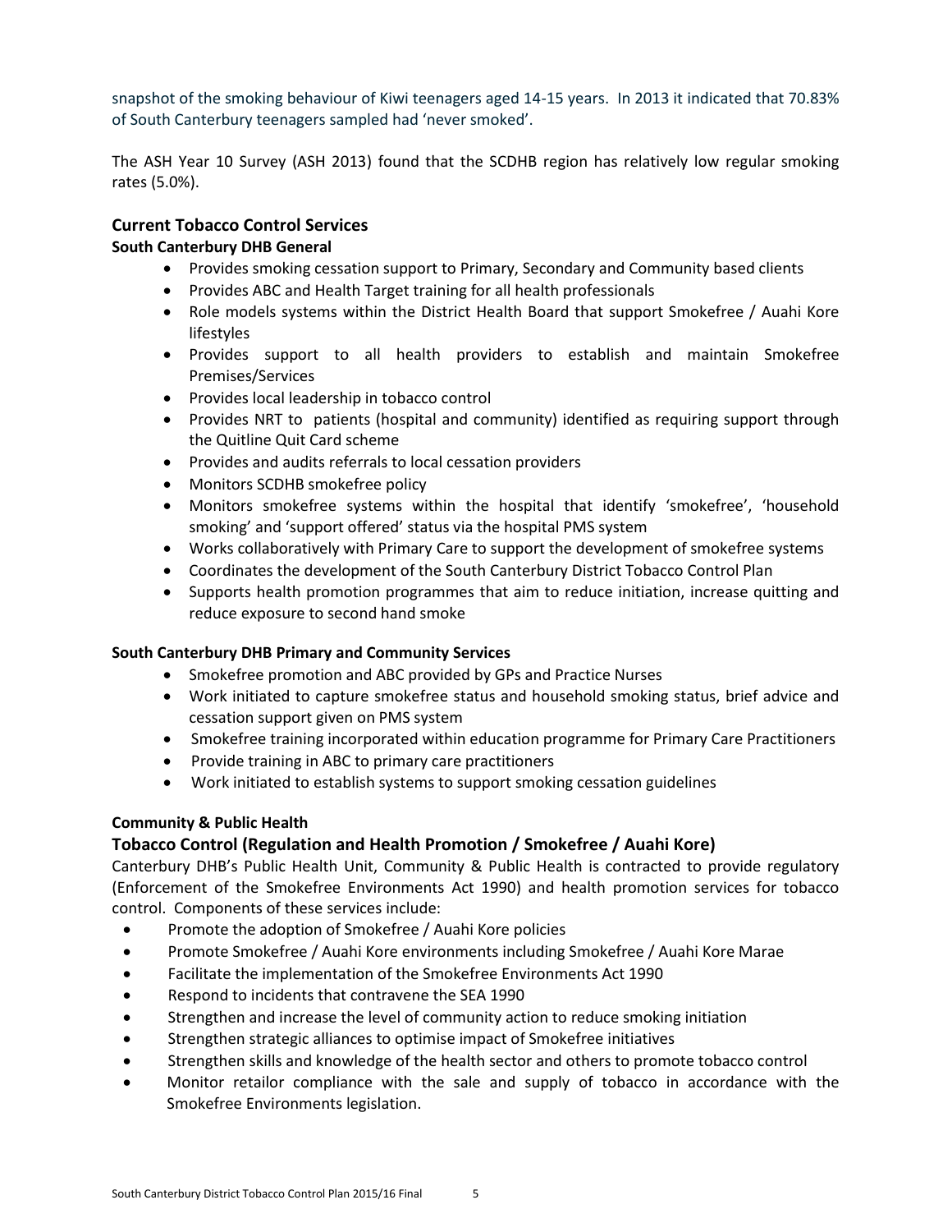snapshot of the smoking behaviour of Kiwi teenagers aged 14-15 years. In 2013 it indicated that 70.83% of South Canterbury teenagers sampled had 'never smoked'.

The ASH Year 10 Survey (ASH 2013) found that the SCDHB region has relatively low regular smoking rates (5.0%).

## Current Tobacco Control Services

### South Canterbury DHB General

- Provides smoking cessation support to Primary, Secondary and Community based clients
- Provides ABC and Health Target training for all health professionals
- Role models systems within the District Health Board that support Smokefree / Auahi Kore lifestyles
- Provides support to all health providers to establish and maintain Smokefree Premises/Services
- Provides local leadership in tobacco control
- Provides NRT to patients (hospital and community) identified as requiring support through the Quitline Quit Card scheme
- Provides and audits referrals to local cessation providers
- Monitors SCDHB smokefree policy
- Monitors smokefree systems within the hospital that identify 'smokefree', 'household smoking' and 'support offered' status via the hospital PMS system
- Works collaboratively with Primary Care to support the development of smokefree systems
- Coordinates the development of the South Canterbury District Tobacco Control Plan
- Supports health promotion programmes that aim to reduce initiation, increase quitting and reduce exposure to second hand smoke

### South Canterbury DHB Primary and Community Services

- Smokefree promotion and ABC provided by GPs and Practice Nurses
- Work initiated to capture smokefree status and household smoking status, brief advice and cessation support given on PMS system
- Smokefree training incorporated within education programme for Primary Care Practitioners
- Provide training in ABC to primary care practitioners
- Work initiated to establish systems to support smoking cessation guidelines

### Community & Public Health

## Tobacco Control (Regulation and Health Promotion / Smokefree / Auahi Kore)

Canterbury DHB's Public Health Unit, Community & Public Health is contracted to provide regulatory (Enforcement of the Smokefree Environments Act 1990) and health promotion services for tobacco control. Components of these services include:

- Promote the adoption of Smokefree / Auahi Kore policies
- Promote Smokefree / Auahi Kore environments including Smokefree / Auahi Kore Marae
- Facilitate the implementation of the Smokefree Environments Act 1990
- Respond to incidents that contravene the SEA 1990
- Strengthen and increase the level of community action to reduce smoking initiation
- Strengthen strategic alliances to optimise impact of Smokefree initiatives
- Strengthen skills and knowledge of the health sector and others to promote tobacco control
- Monitor retailor compliance with the sale and supply of tobacco in accordance with the Smokefree Environments legislation.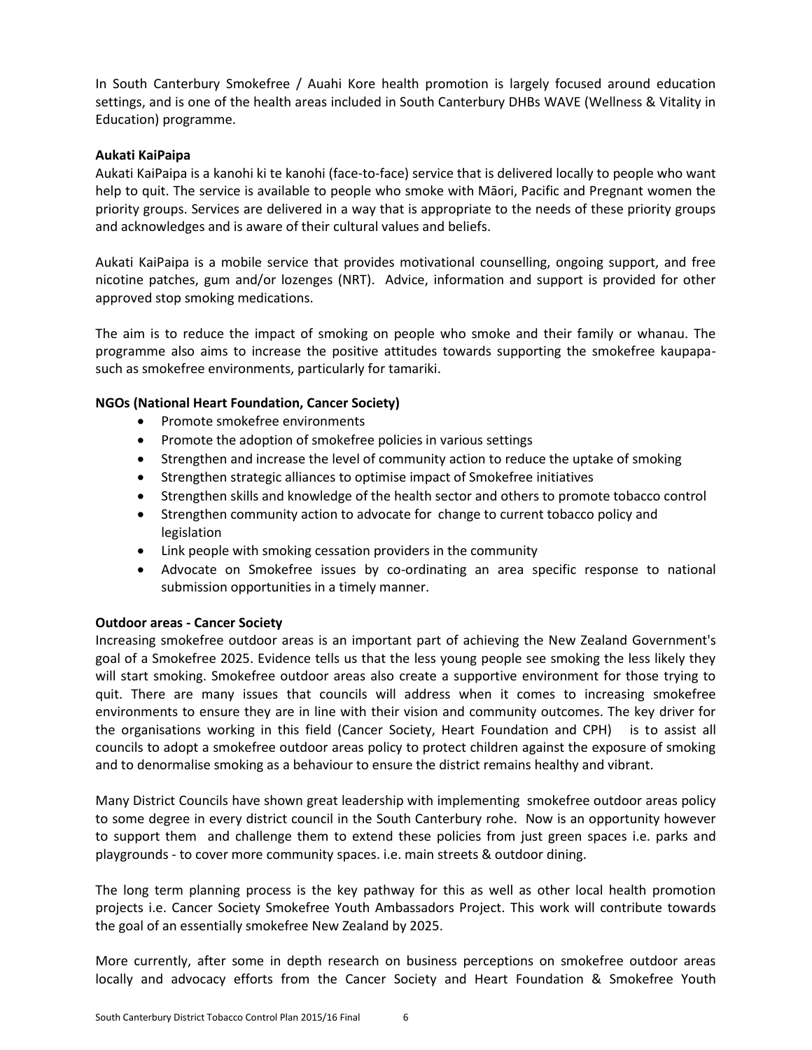In South Canterbury Smokefree / Auahi Kore health promotion is largely focused around education settings, and is one of the health areas included in South Canterbury DHBs WAVE (Wellness & Vitality in Education) programme.

**Aukati KaiPaipa**

Aukati KaiPaipa is a kanohi ki te kanohi (face-to-face) service that is delivered locally to people who want help to quit. The service is available to people who smoke with Māori, Pacific and Pregnant women the priority groups. Services are delivered in a way that is appropriate to the needs of these priority groups and acknowledges and is aware of their cultural values and beliefs.

Aukati KaiPaipa is a mobile service that provides motivational counselling, ongoing support, and free nicotine patches, gum and/or lozenges (NRT). Advice, information and support is provided for other approved stop smoking medications.

The aim is to reduce the impact of smoking on people who smoke and their family or whanau. The programme also aims to increase the positive attitudes towards supporting the smokefree kaupapa- such as smokefree environments, particularly for tamariki.

**NGOs (National Heart Foundation, Cancer Society)**

- Promote smokefree environments
- Promote the adoption of smokefree policies in various settings
- Strengthen and increase the level of community action to reduce the uptake of smoking
- Strengthen strategic alliances to optimise impact of Smokefree initiatives
- Strengthen skills and knowledge of the health sector and others to promote tobacco control
- Strengthen community action to advocate for change to current tobacco policy and legislation
- Link people with smoking cessation providers in the community
- Advocate on Smokefree issues by co-ordinating an area specific response to national submission opportunities in a timely manner.

**Outdoor areas - Cancer Society**

Increasing smokefree outdoor areas is an important part of achieving the New Zealand Government's goal of a Smokefree 2025. Evidence tells us that the less young people see smoking the less likely they will start smoking. Smokefree outdoor areas also create a supportive environment for those trying to quit. There are many issues that councils will address when it comes to increasing smokefree environments to ensure they are in line with their vision and community outcomes. The key driver for the organisations working in this field (Cancer Society, Heart Foundation and CPH) is to assist all councils to adopt a smokefree outdoor areas policy to protect children against the exposure of smoking and to denormalise smoking as a behaviour to ensure the district remains healthy and vibrant.

Many District Councils have shown great leadership with implementing smokefree outdoor areas policy to some degree in every district council in the South Canterbury rohe. Now is an opportunity however to support them and challenge them to extend these policies from just green spaces i.e. parks and playgrounds - to cover more community spaces. i.e. main streets & outdoor dining.

The long term planning process is the key pathway for this as well as other local health promotion projects i.e. Cancer Society Smokefree Youth Ambassadors Project. This work will contribute towards the goal of an essentially smokefree New Zealand by 2025.

More currently, after some in depth research on business perceptions on smokefree outdoor areas locally and advocacy efforts from the Cancer Society and Heart Foundation & Smokefree Youth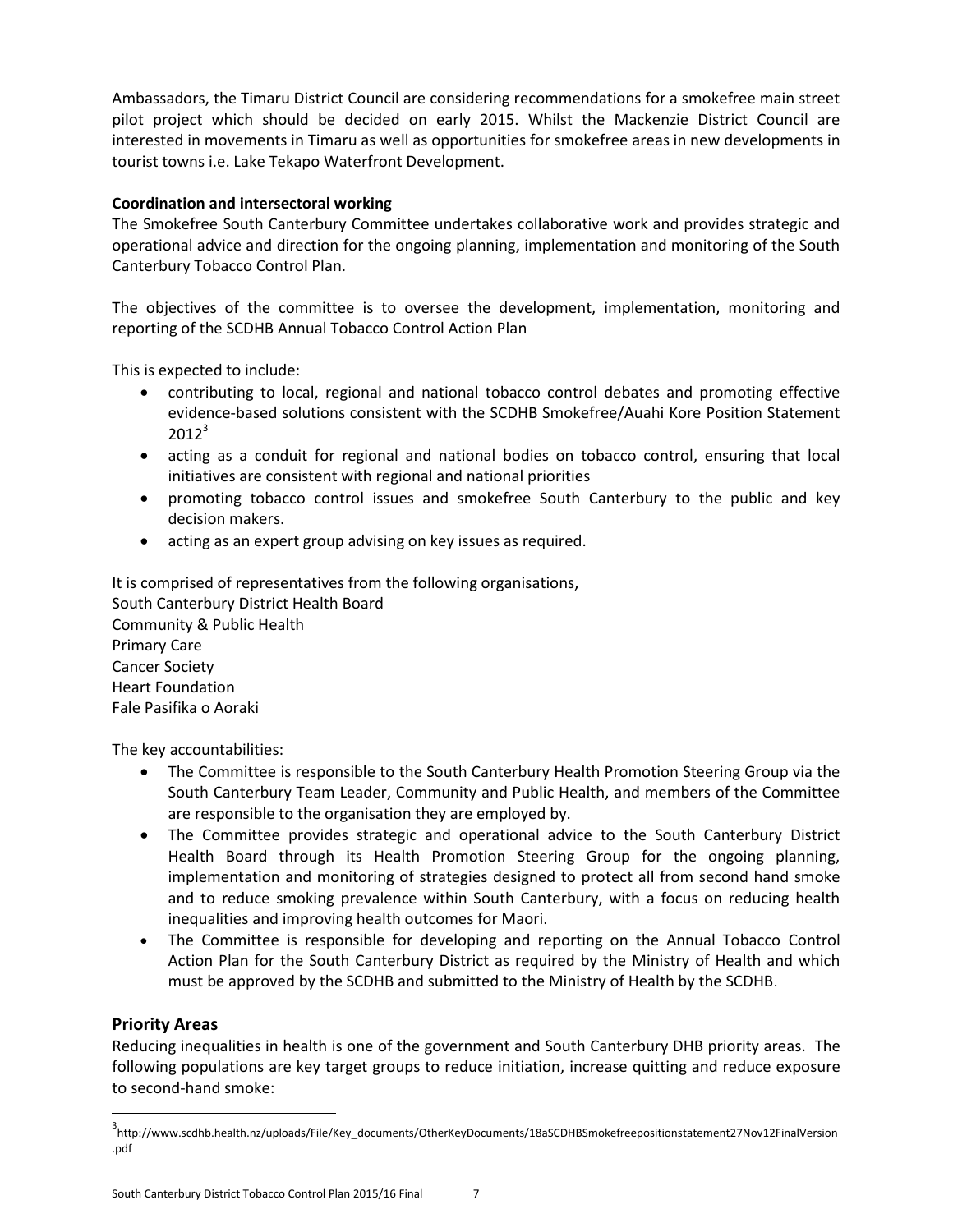Ambassadors, the Timaru District Council are considering recommendations for a smokefree main street pilot project which should be decided on early 2015. Whilst the Mackenzie District Council are interested in movements in Timaru as well as opportunities for smokefree areas in new developments in tourist towns i.e. Lake Tekapo Waterfront Development.

**Coordination and intersectoral working**

The Smokefree South Canterbury Committee undertakes collaborative work and provides strategic and operational advice and direction for the ongoing planning, implementation and monitoring of the South Canterbury Tobacco Control Plan.

The objectives of the committee is to oversee the development, implementation, monitoring and reporting of the SCDHB Annual Tobacco Control Action Plan

This is expected to include:

- contributing to local, regional and national tobacco control debates and promoting effective evidence-based solutions consistent with the SCDHB Smokefree/Auahi Kore Position Statement 2012[3]
- acting as a conduit for regional and national bodies on tobacco control, ensuring that local initiatives are consistent with regional and national priorities
- promoting tobacco control issues and smokefree South Canterbury to the public and key decision makers.
- acting as an expert group advising on key issues as required.

It is comprised of representatives from the following organisations,
South Canterbury District Health Board
Community & Public Health
Primary Care
Cancer Society
Heart Foundation
Fale Pasifika o Aoraki

The key accountabilities:

- The Committee is responsible to the South Canterbury Health Promotion Steering Group via the South Canterbury Team Leader, Community and Public Health, and members of the Committee are responsible to the organisation they are employed by.
- The Committee provides strategic and operational advice to the South Canterbury District Health Board through its Health Promotion Steering Group for the ongoing planning, implementation and monitoring of strategies designed to protect all from second hand smoke and to reduce smoking prevalence within South Canterbury, with a focus on reducing health inequalities and improving health outcomes for Maori.
- The Committee is responsible for developing and reporting on the Annual Tobacco Control Action Plan for the South Canterbury District as required by the Ministry of Health and which must be approved by the SCDHB and submitted to the Ministry of Health by the SCDHB.

## Priority Areas

Reducing inequalities in health is one of the government and South Canterbury DHB priority areas. The following populations are key target groups to reduce initiation, increase quitting and reduce exposure to second-hand smoke:

[3] http://www.scdhb.health.nz/uploads/File/Key_documents/OtherKeyDocuments/18aSCDHBSmokefreepositionstatement27Nov12FinalVersion.pdf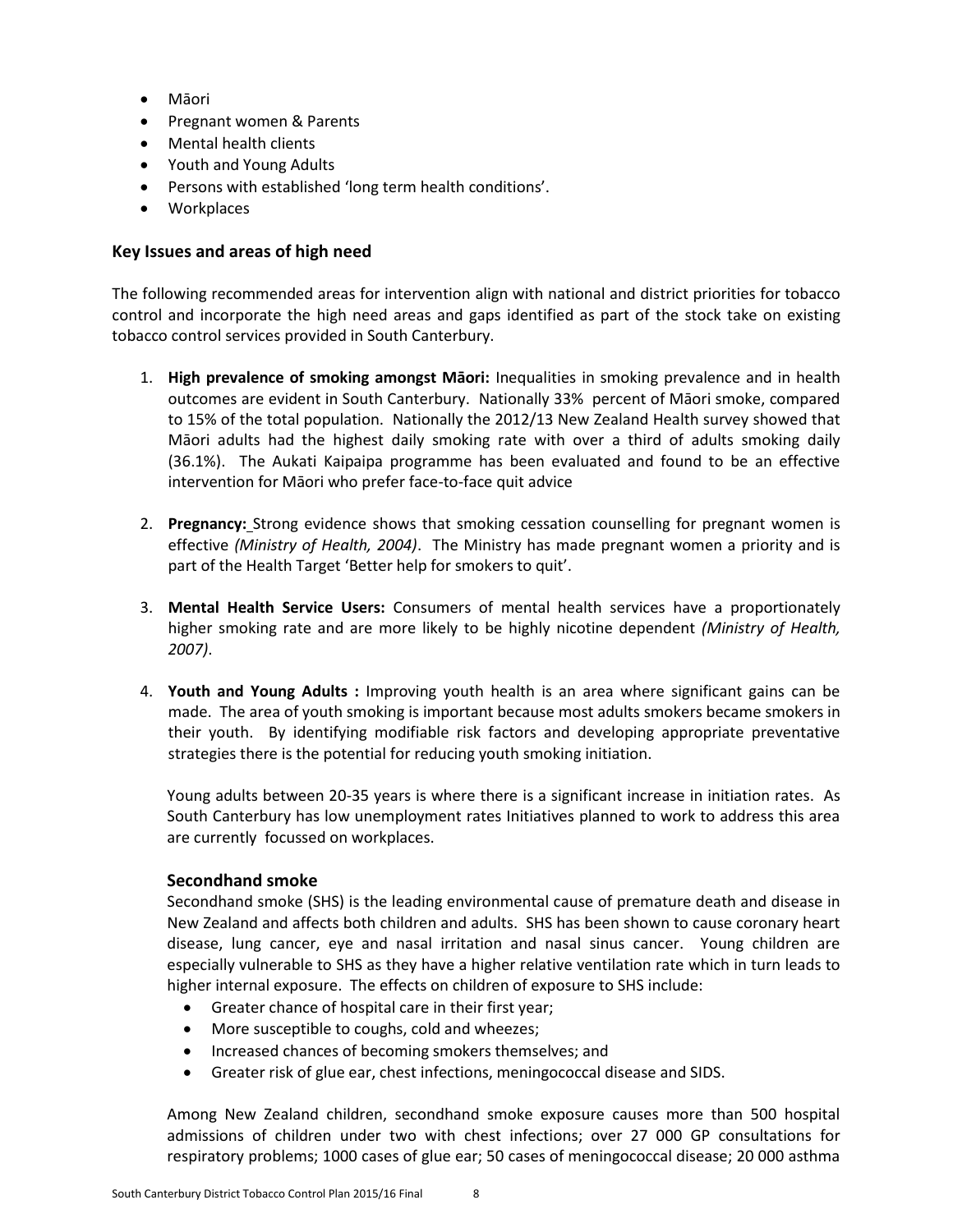- Māori
- Pregnant women & Parents
- Mental health clients
- Youth and Young Adults
- Persons with established 'long term health conditions'.
- Workplaces

### Key Issues and areas of high need

The following recommended areas for intervention align with national and district priorities for tobacco control and incorporate the high need areas and gaps identified as part of the stock take on existing tobacco control services provided in South Canterbury.

1. **High prevalence of smoking amongst Māori:** Inequalities in smoking prevalence and in health outcomes are evident in South Canterbury. Nationally 33% percent of Māori smoke, compared to 15% of the total population. Nationally the 2012/13 New Zealand Health survey showed that Māori adults had the highest daily smoking rate with over a third of adults smoking daily (36.1%). The Aukati Kaipaipa programme has been evaluated and found to be an effective intervention for Māori who prefer face-to-face quit advice

2. **Pregnancy:** Strong evidence shows that smoking cessation counselling for pregnant women is effective *(Ministry of Health, 2004)*. The Ministry has made pregnant women a priority and is part of the Health Target 'Better help for smokers to quit'.

3. **Mental Health Service Users:** Consumers of mental health services have a proportionately higher smoking rate and are more likely to be highly nicotine dependent *(Ministry of Health, 2007)*.

4. **Youth and Young Adults :** Improving youth health is an area where significant gains can be made. The area of youth smoking is important because most adults smokers became smokers in their youth. By identifying modifiable risk factors and developing appropriate preventative strategies there is the potential for reducing youth smoking initiation.

   Young adults between 20-35 years is where there is a significant increase in initiation rates. As South Canterbury has low unemployment rates Initiatives planned to work to address this area are currently focussed on workplaces.

   #### Secondhand smoke

   Secondhand smoke (SHS) is the leading environmental cause of premature death and disease in New Zealand and affects both children and adults. SHS has been shown to cause coronary heart disease, lung cancer, eye and nasal irritation and nasal sinus cancer. Young children are especially vulnerable to SHS as they have a higher relative ventilation rate which in turn leads to higher internal exposure. The effects on children of exposure to SHS include:

   - Greater chance of hospital care in their first year;
   - More susceptible to coughs, cold and wheezes;
   - Increased chances of becoming smokers themselves; and
   - Greater risk of glue ear, chest infections, meningococcal disease and SIDS.

   Among New Zealand children, secondhand smoke exposure causes more than 500 hospital admissions of children under two with chest infections; over 27 000 GP consultations for respiratory problems; 1000 cases of glue ear; 50 cases of meningococcal disease; 20 000 asthma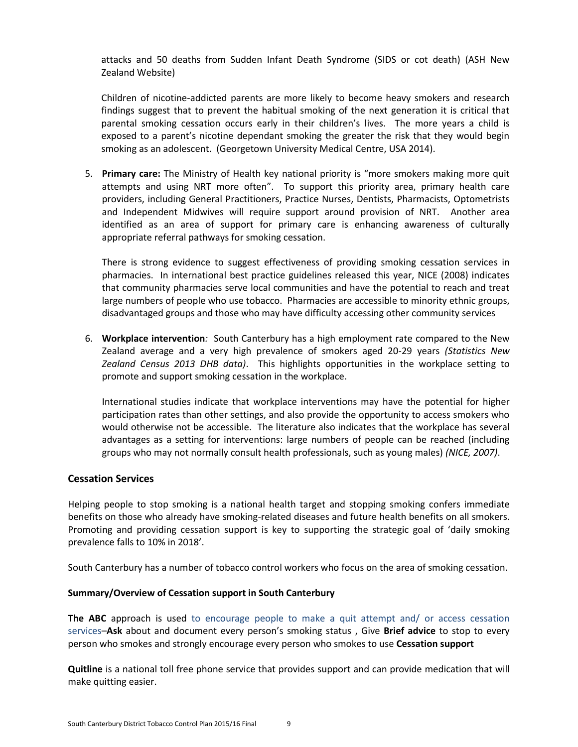attacks and 50 deaths from Sudden Infant Death Syndrome (SIDS or cot death) (ASH New Zealand Website)

Children of nicotine-addicted parents are more likely to become heavy smokers and research findings suggest that to prevent the habitual smoking of the next generation it is critical that parental smoking cessation occurs early in their children's lives. The more years a child is exposed to a parent's nicotine dependant smoking the greater the risk that they would begin smoking as an adolescent. (Georgetown University Medical Centre, USA 2014).

5. **Primary care:** The Ministry of Health key national priority is "more smokers making more quit attempts and using NRT more often". To support this priority area, primary health care providers, including General Practitioners, Practice Nurses, Dentists, Pharmacists, Optometrists and Independent Midwives will require support around provision of NRT. Another area identified as an area of support for primary care is enhancing awareness of culturally appropriate referral pathways for smoking cessation.

   There is strong evidence to suggest effectiveness of providing smoking cessation services in pharmacies. In international best practice guidelines released this year, NICE (2008) indicates that community pharmacies serve local communities and have the potential to reach and treat large numbers of people who use tobacco. Pharmacies are accessible to minority ethnic groups, disadvantaged groups and those who may have difficulty accessing other community services

6. **Workplace intervention***:* South Canterbury has a high employment rate compared to the New Zealand average and a very high prevalence of smokers aged 20-29 years *(Statistics New Zealand Census 2013 DHB data)*. This highlights opportunities in the workplace setting to promote and support smoking cessation in the workplace.

   International studies indicate that workplace interventions may have the potential for higher participation rates than other settings, and also provide the opportunity to access smokers who would otherwise not be accessible. The literature also indicates that the workplace has several advantages as a setting for interventions: large numbers of people can be reached (including groups who may not normally consult health professionals, such as young males) *(NICE, 2007)*.

## Cessation Services

Helping people to stop smoking is a national health target and stopping smoking confers immediate benefits on those who already have smoking-related diseases and future health benefits on all smokers. Promoting and providing cessation support is key to supporting the strategic goal of 'daily smoking prevalence falls to 10% in 2018'.

South Canterbury has a number of tobacco control workers who focus on the area of smoking cessation.

### Summary/Overview of Cessation support in South Canterbury

**The ABC** approach is used to encourage people to make a quit attempt and/ or access cessation services–**Ask** about and document every person's smoking status , Give **Brief advice** to stop to every person who smokes and strongly encourage every person who smokes to use **Cessation support**

**Quitline** is a national toll free phone service that provides support and can provide medication that will make quitting easier.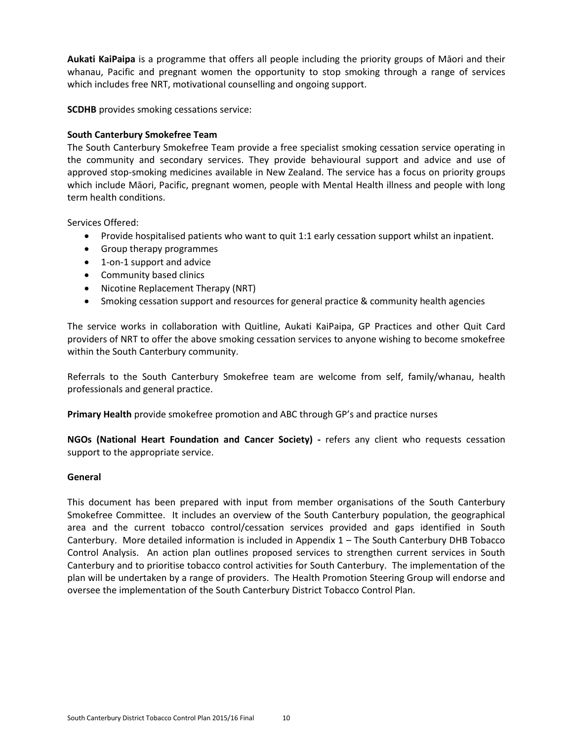**Aukati KaiPaipa** is a programme that offers all people including the priority groups of Māori and their whanau, Pacific and pregnant women the opportunity to stop smoking through a range of services which includes free NRT, motivational counselling and ongoing support.

**SCDHB** provides smoking cessations service:

**South Canterbury Smokefree Team**

The South Canterbury Smokefree Team provide a free specialist smoking cessation service operating in the community and secondary services. They provide behavioural support and advice and use of approved stop-smoking medicines available in New Zealand. The service has a focus on priority groups which include Māori, Pacific, pregnant women, people with Mental Health illness and people with long term health conditions.

Services Offered:

- Provide hospitalised patients who want to quit 1:1 early cessation support whilst an inpatient.
- Group therapy programmes
- 1-on-1 support and advice
- Community based clinics
- Nicotine Replacement Therapy (NRT)
- Smoking cessation support and resources for general practice & community health agencies

The service works in collaboration with Quitline, Aukati KaiPaipa, GP Practices and other Quit Card providers of NRT to offer the above smoking cessation services to anyone wishing to become smokefree within the South Canterbury community.

Referrals to the South Canterbury Smokefree team are welcome from self, family/whanau, health professionals and general practice.

**Primary Health** provide smokefree promotion and ABC through GP's and practice nurses

**NGOs (National Heart Foundation and Cancer Society) -** refers any client who requests cessation support to the appropriate service.

**General**

This document has been prepared with input from member organisations of the South Canterbury Smokefree Committee. It includes an overview of the South Canterbury population, the geographical area and the current tobacco control/cessation services provided and gaps identified in South Canterbury. More detailed information is included in Appendix 1 – The South Canterbury DHB Tobacco Control Analysis. An action plan outlines proposed services to strengthen current services in South Canterbury and to prioritise tobacco control activities for South Canterbury. The implementation of the plan will be undertaken by a range of providers. The Health Promotion Steering Group will endorse and oversee the implementation of the South Canterbury District Tobacco Control Plan.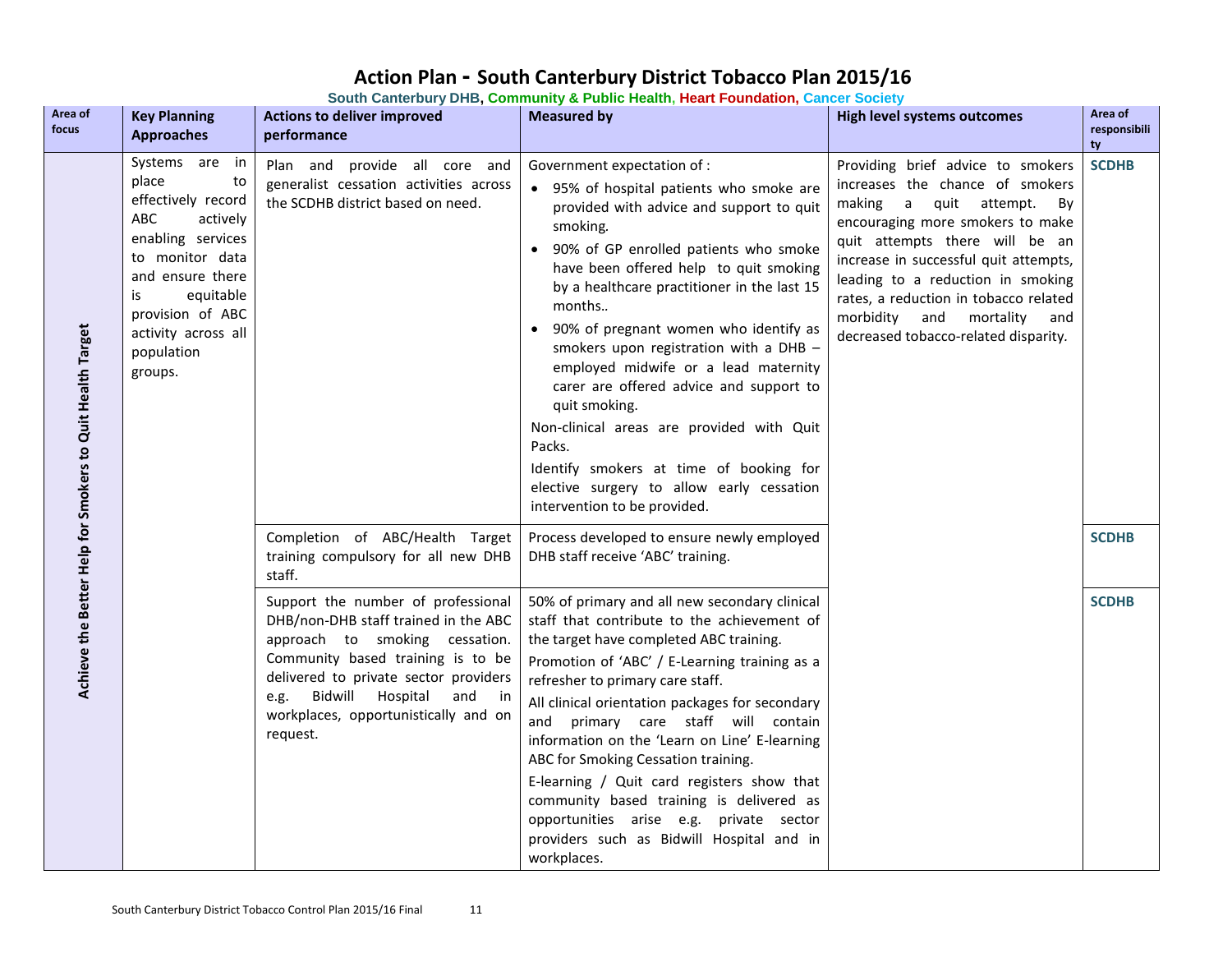# Action Plan - South Canterbury District Tobacco Plan 2015/16

**South Canterbury DHB, Community & Public Health, Heart Foundation, Cancer Society**

| Area of focus | Key Planning Approaches | Actions to deliver improved performance | Measured by | High level systems outcomes | Area of responsibility |
|---|---|---|---|---|---|
| Achieve the Better Help for Smokers to Quit Health Target | Systems are in place to effectively record ABC actively enabling services to monitor data and ensure there is equitable provision of ABC activity across all population groups. | Plan and provide all core and generalist cessation activities across the SCDHB district based on need. | Government expectation of :<br>• 95% of hospital patients who smoke are provided with advice and support to quit smoking.<br>• 90% of GP enrolled patients who smoke have been offered help to quit smoking by a healthcare practitioner in the last 15 months..<br>• 90% of pregnant women who identify as smokers upon registration with a DHB – employed midwife or a lead maternity carer are offered advice and support to quit smoking.<br>Non-clinical areas are provided with Quit Packs.<br>Identify smokers at time of booking for elective surgery to allow early cessation intervention to be provided. | Providing brief advice to smokers increases the chance of smokers making a quit attempt. By encouraging more smokers to make quit attempts there will be an increase in successful quit attempts, leading to a reduction in smoking rates, a reduction in tobacco related morbidity and mortality and decreased tobacco-related disparity. | **SCDHB** |
| | | Completion of ABC/Health Target training compulsory for all new DHB staff. | Process developed to ensure newly employed DHB staff receive 'ABC' training. | | **SCDHB** |
| | | Support the number of professional DHB/non-DHB staff trained in the ABC approach to smoking cessation. Community based training is to be delivered to private sector providers e.g. Bidwill Hospital and in workplaces, opportunistically and on request. | 50% of primary and all new secondary clinical staff that contribute to the achievement of the target have completed ABC training.<br>Promotion of 'ABC' / E-Learning training as a refresher to primary care staff.<br>All clinical orientation packages for secondary and primary care staff will contain information on the 'Learn on Line' E-learning ABC for Smoking Cessation training.<br>E-learning / Quit card registers show that community based training is delivered as opportunities arise e.g. private sector providers such as Bidwill Hospital and in workplaces. | | **SCDHB** |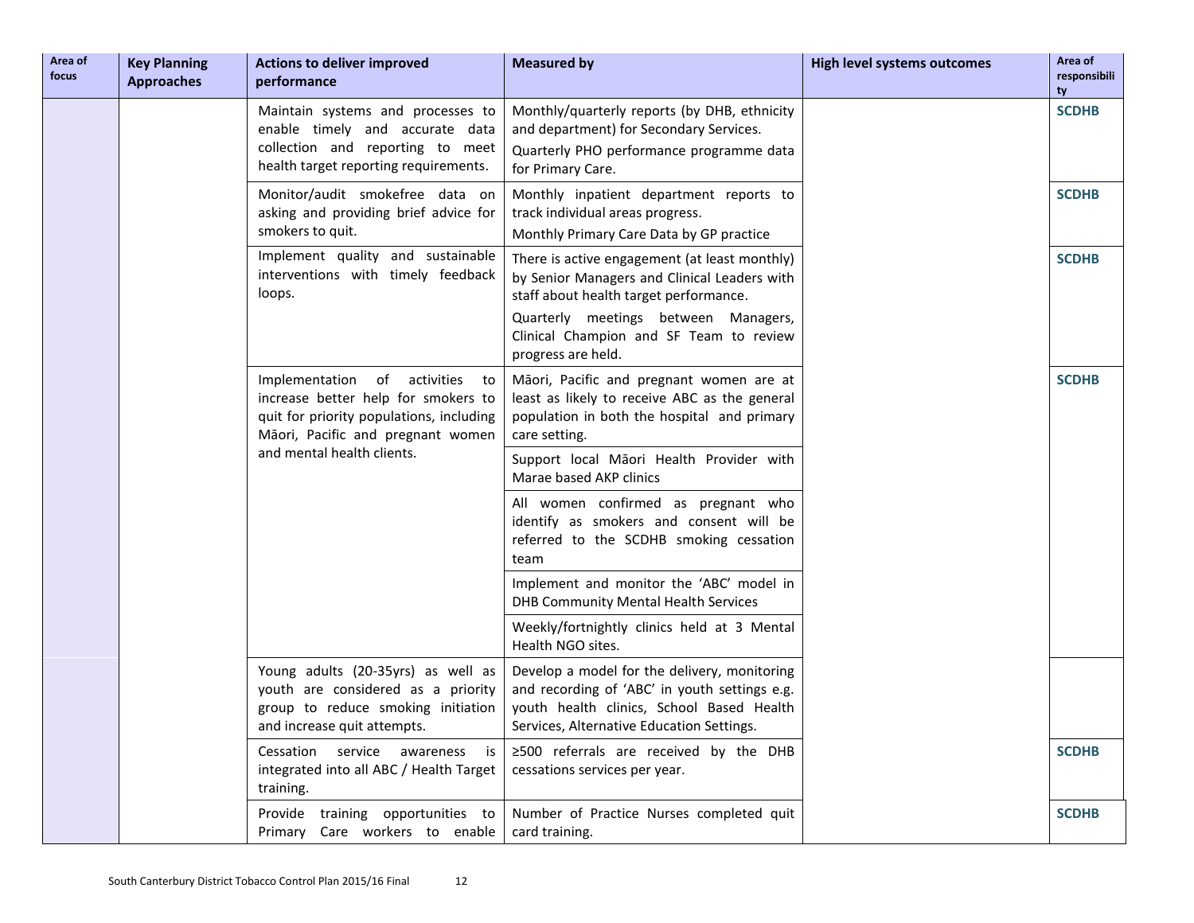| Area of focus | Key Planning Approaches | Actions to deliver improved performance | Measured by | High level systems outcomes | Area of responsibility |
|---|---|---|---|---|---|
| | | Maintain systems and processes to enable timely and accurate data collection and reporting to meet health target reporting requirements. | Monthly/quarterly reports (by DHB, ethnicity and department) for Secondary Services.<br>Quarterly PHO performance programme data for Primary Care. | | SCDHB |
| | | Monitor/audit smokefree data on asking and providing brief advice for smokers to quit. | Monthly inpatient department reports to track individual areas progress.<br>Monthly Primary Care Data by GP practice | | SCDHB |
| | | Implement quality and sustainable interventions with timely feedback loops. | There is active engagement (at least monthly) by Senior Managers and Clinical Leaders with staff about health target performance.<br>Quarterly meetings between Managers, Clinical Champion and SF Team to review progress are held. | | SCDHB |
| | | Implementation of activities to increase better help for smokers to quit for priority populations, including Māori, Pacific and pregnant women and mental health clients. | Māori, Pacific and pregnant women are at least as likely to receive ABC as the general population in both the hospital and primary care setting. | | SCDHB |
| | | | Support local Māori Health Provider with Marae based AKP clinics | | |
| | | | All women confirmed as pregnant who identify as smokers and consent will be referred to the SCDHB smoking cessation team | | |
| | | | Implement and monitor the 'ABC' model in DHB Community Mental Health Services | | |
| | | | Weekly/fortnightly clinics held at 3 Mental Health NGO sites. | | |
| | | Young adults (20-35yrs) as well as youth are considered as a priority group to reduce smoking initiation and increase quit attempts. | Develop a model for the delivery, monitoring and recording of 'ABC' in youth settings e.g. youth health clinics, School Based Health Services, Alternative Education Settings. | | |
| | | Cessation service awareness is integrated into all ABC / Health Target training. | ≥500 referrals are received by the DHB cessations services per year. | | SCDHB |
| | | Provide training opportunities to Primary Care workers to enable | Number of Practice Nurses completed quit card training. | | SCDHB |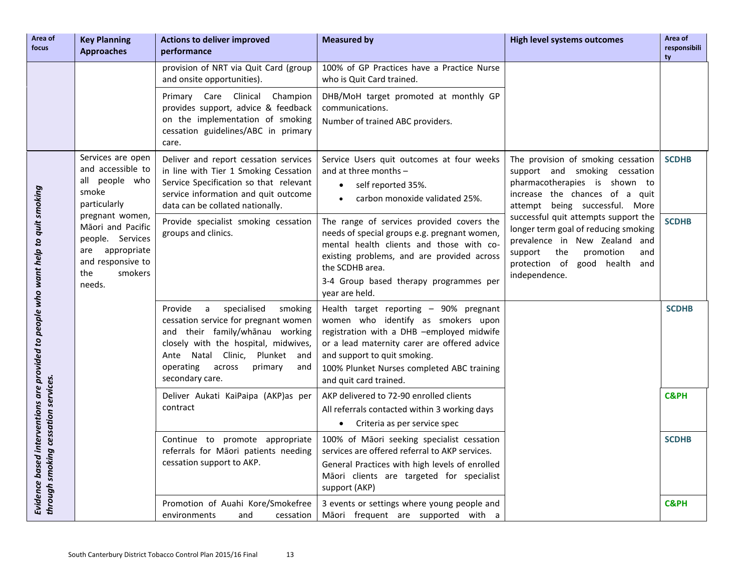| Area of focus | Key Planning Approaches | Actions to deliver improved performance | Measured by | High level systems outcomes | Area of responsibility |
|---|---|---|---|---|---|
| | | provision of NRT via Quit Card (group and onsite opportunities). | 100% of GP Practices have a Practice Nurse who is Quit Card trained. | | |
| | | Primary Care Clinical Champion provides support, advice & feedback on the implementation of smoking cessation guidelines/ABC in primary care. | DHB/MoH target promoted at monthly GP communications.<br>Number of trained ABC providers. | | |
| *Evidence based interventions are provided to people who want help to quit smoking through smoking cessation services.* | Services are open and accessible to all people who smoke particularly pregnant women, Māori and Pacific people. Services are appropriate and responsive to the smokers needs. | Deliver and report cessation services in line with Tier 1 Smoking Cessation Service Specification so that relevant service information and quit outcome data can be collated nationally. | Service Users quit outcomes at four weeks and at three months –<br>• self reported 35%.<br>• carbon monoxide validated 25%. | The provision of smoking cessation support and smoking cessation pharmacotherapies is shown to increase the chances of a quit attempt being successful. More successful quit attempts support the longer term goal of reducing smoking prevalence in New Zealand and support the promotion and protection of good health and independence. | **SCDHB** |
| | | Provide specialist smoking cessation groups and clinics. | The range of services provided covers the needs of special groups e.g. pregnant women, mental health clients and those with co-existing problems, and are provided across the SCDHB area.<br>3-4 Group based therapy programmes per year are held. | | **SCDHB** |
| | | Provide a specialised smoking cessation service for pregnant women and their family/whānau working closely with the hospital, midwives, Ante Natal Clinic, Plunket and operating across primary and secondary care. | Health target reporting – 90% pregnant women who identify as smokers upon registration with a DHB –employed midwife or a lead maternity carer are offered advice and support to quit smoking.<br>100% Plunket Nurses completed ABC training and quit card trained. | | **SCDHB** |
| | | Deliver Aukati KaiPaipa (AKP)as per contract | AKP delivered to 72-90 enrolled clients<br>All referrals contacted within 3 working days<br>• Criteria as per service spec | | **C&PH** |
| | | Continue to promote appropriate referrals for Māori patients needing cessation support to AKP. | 100% of Māori seeking specialist cessation services are offered referral to AKP services.<br>General Practices with high levels of enrolled Māori clients are targeted for specialist support (AKP) | | **SCDHB** |
| | | Promotion of Auahi Kore/Smokefree environments and cessation | 3 events or settings where young people and Māori frequent are supported with a | | **C&PH** |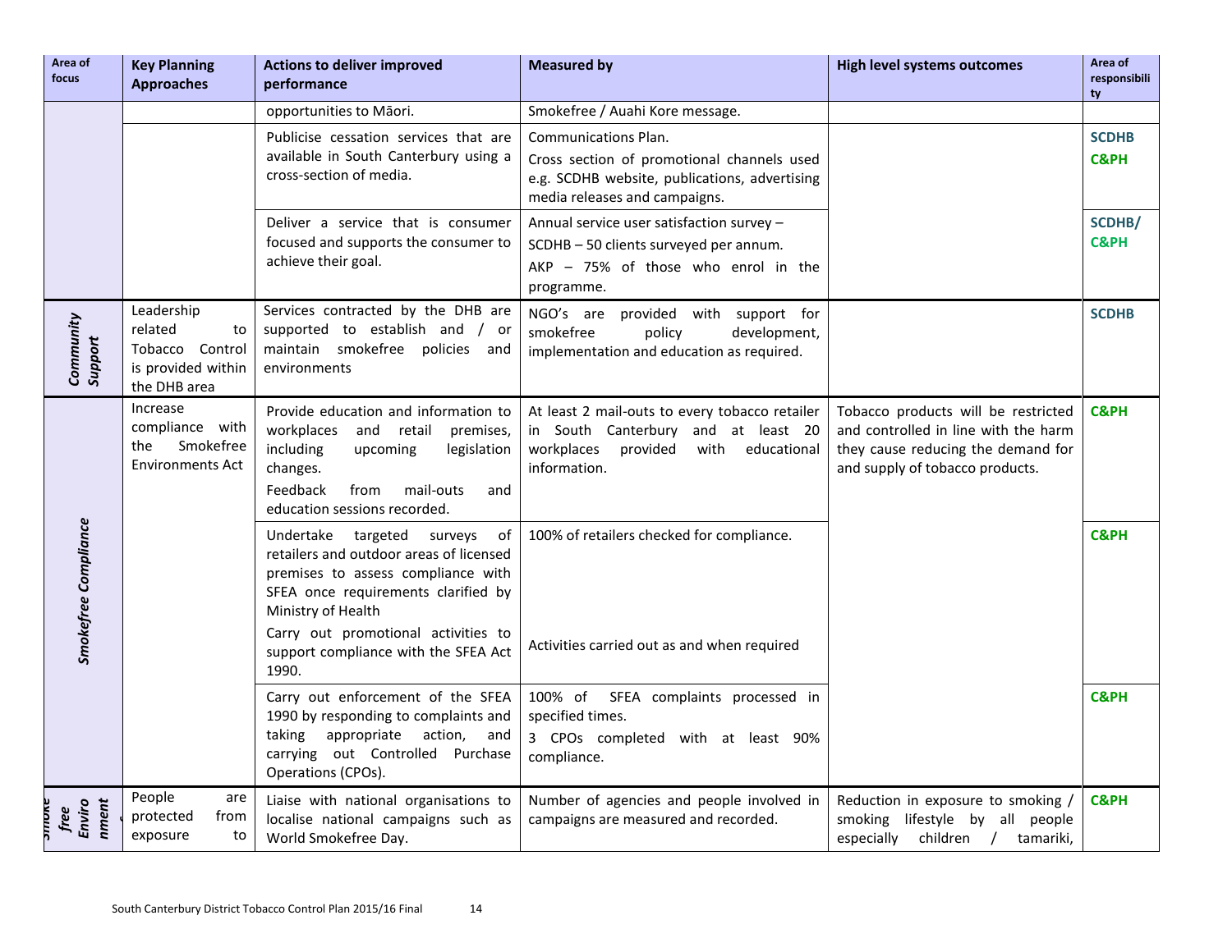| Area of focus | Key Planning Approaches | Actions to deliver improved performance | Measured by | High level systems outcomes | Area of responsibility |
|---|---|---|---|---|---|
| | | opportunities to Māori. | Smokefree / Auahi Kore message. | | |
| | | Publicise cessation services that are available in South Canterbury using a cross-section of media. | Communications Plan.<br>Cross section of promotional channels used e.g. SCDHB website, publications, advertising media releases and campaigns. | | SCDHB<br>C&PH |
| | | Deliver a service that is consumer focused and supports the consumer to achieve their goal. | Annual service user satisfaction survey –<br>SCDHB – 50 clients surveyed per annum.<br>AKP – 75% of those who enrol in the programme. | | SCDHB/<br>C&PH |
| *Community Support* | Leadership related to Tobacco Control is provided within the DHB area | Services contracted by the DHB are supported to establish and / or maintain smokefree policies and environments | NGO's are provided with support for smokefree policy development, implementation and education as required. | | SCDHB |
| *Smokefree Compliance* | Increase compliance with the Smokefree Environments Act | Provide education and information to workplaces and retail premises, including upcoming legislation changes.<br>Feedback from mail-outs and education sessions recorded. | At least 2 mail-outs to every tobacco retailer in South Canterbury and at least 20 workplaces provided with educational information. | Tobacco products will be restricted and controlled in line with the harm they cause reducing the demand for and supply of tobacco products. | C&PH |
| | | Undertake targeted surveys of retailers and outdoor areas of licensed premises to assess compliance with SFEA once requirements clarified by Ministry of Health<br>Carry out promotional activities to support compliance with the SFEA Act 1990. | 100% of retailers checked for compliance.<br>Activities carried out as and when required | | C&PH |
| | | Carry out enforcement of the SFEA 1990 by responding to complaints and taking appropriate action, and carrying out Controlled Purchase Operations (CPOs). | 100% of SFEA complaints processed in specified times.<br>3 CPOs completed with at least 90% compliance. | | C&PH |
| *Smokefree Environment* | People are protected from exposure to | Liaise with national organisations to localise national campaigns such as World Smokefree Day. | Number of agencies and people involved in campaigns are measured and recorded. | Reduction in exposure to smoking / smoking lifestyle by all people especially children / tamariki, | C&PH |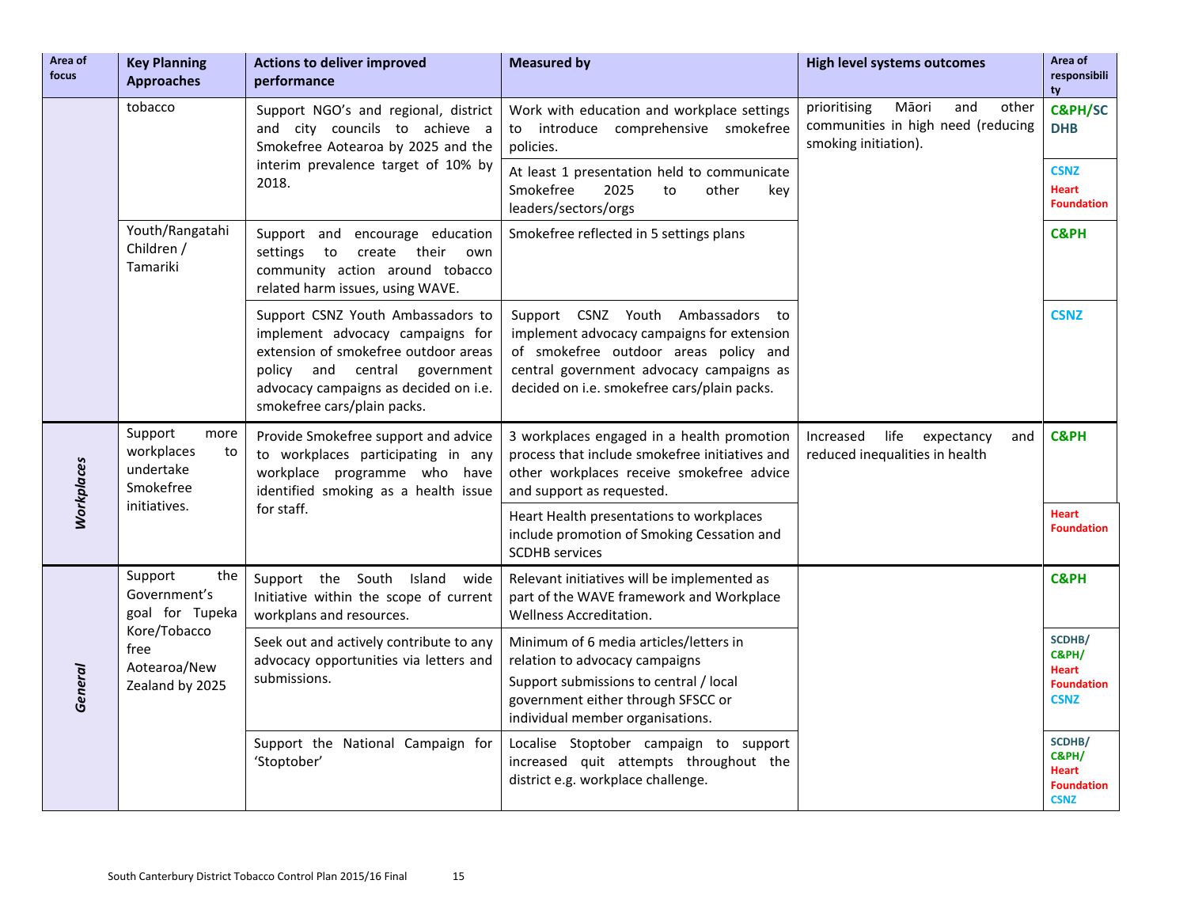| Area of focus | Key Planning Approaches | Actions to deliver improved performance | Measured by | High level systems outcomes | Area of responsibility |
|---|---|---|---|---|---|
| | tobacco | Support NGO's and regional, district and city councils to achieve a Smokefree Aotearoa by 2025 and the interim prevalence target of 10% by 2018. | Work with education and workplace settings to introduce comprehensive smokefree policies. | prioritising Māori and other communities in high need (reducing smoking initiation). | C&PH/SC DHB |
| | | | At least 1 presentation held to communicate Smokefree 2025 to other key leaders/sectors/orgs | | CSNZ Heart Foundation |
| | Youth/Rangatahi Children / Tamariki | Support and encourage education settings to create their own community action around tobacco related harm issues, using WAVE. | Smokefree reflected in 5 settings plans | | C&PH |
| | | Support CSNZ Youth Ambassadors to implement advocacy campaigns for extension of smokefree outdoor areas policy and central government advocacy campaigns as decided on i.e. smokefree cars/plain packs. | Support CSNZ Youth Ambassadors to implement advocacy campaigns for extension of smokefree outdoor areas policy and central government advocacy campaigns as decided on i.e. smokefree cars/plain packs. | | CSNZ |
| *Workplaces* | Support more workplaces to undertake Smokefree initiatives. | Provide Smokefree support and advice to workplaces participating in any workplace programme who have identified smoking as a health issue for staff. | 3 workplaces engaged in a health promotion process that include smokefree initiatives and other workplaces receive smokefree advice and support as requested. | Increased life expectancy and reduced inequalities in health | C&PH |
| | | | Heart Health presentations to workplaces include promotion of Smoking Cessation and SCDHB services | | Heart Foundation |
| *General* | Support the Government's goal for Tupeka Kore/Tobacco free Aotearoa/New Zealand by 2025 | Support the South Island wide Initiative within the scope of current workplans and resources. | Relevant initiatives will be implemented as part of the WAVE framework and Workplace Wellness Accreditation. | | C&PH |
| | | Seek out and actively contribute to any advocacy opportunities via letters and submissions. | Minimum of 6 media articles/letters in relation to advocacy campaigns<br>Support submissions to central / local government either through SFSCC or individual member organisations. | | SCDHB/ C&PH/ Heart Foundation CSNZ |
| | | Support the National Campaign for 'Stoptober' | Localise Stoptober campaign to support increased quit attempts throughout the district e.g. workplace challenge. | | SCDHB/ C&PH/ Heart Foundation CSNZ |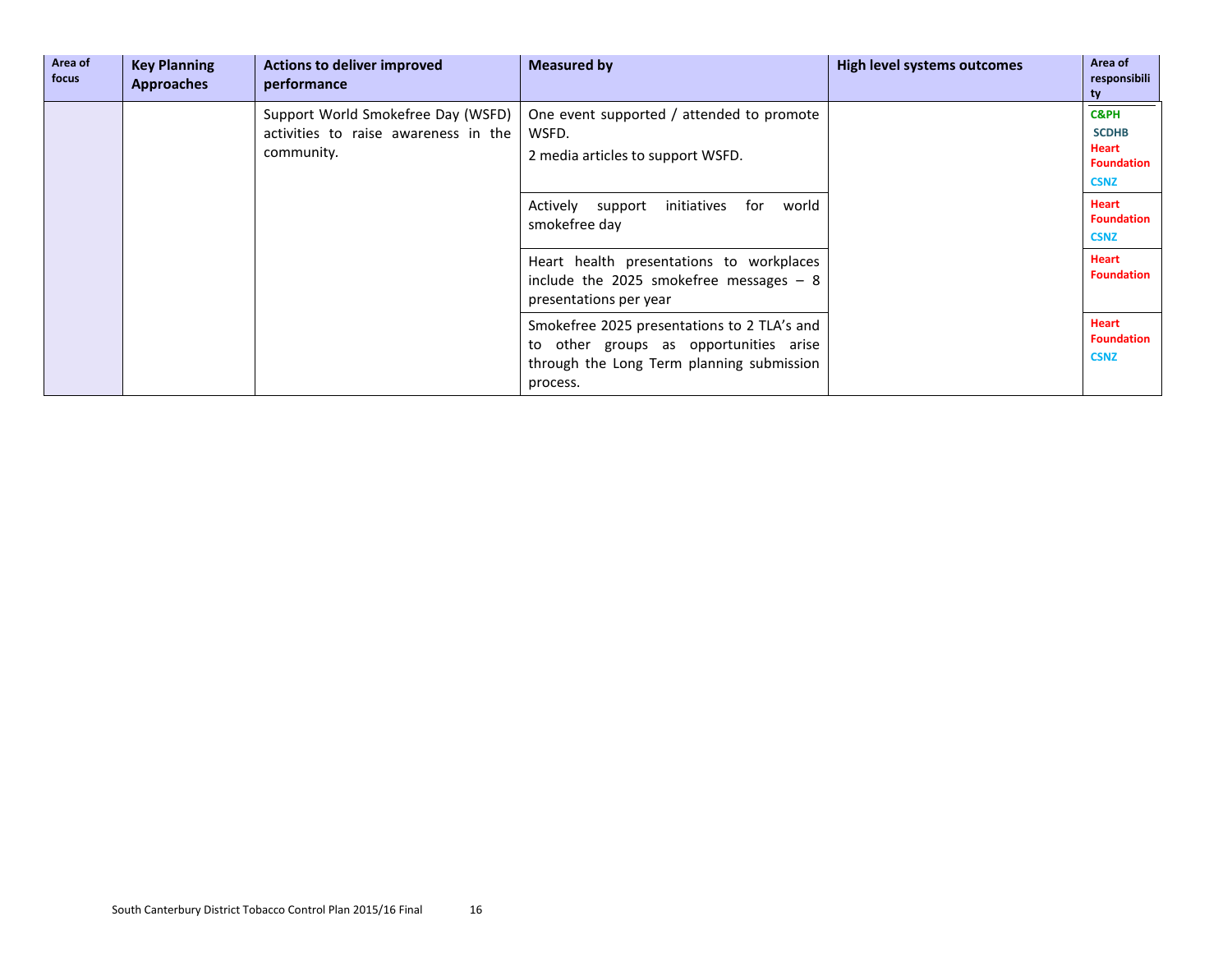| Area of focus | Key Planning Approaches | Actions to deliver improved performance | Measured by | High level systems outcomes | Area of responsibility |
|---|---|---|---|---|---|
| | | Support World Smokefree Day (WSFD) activities to raise awareness in the community. | One event supported / attended to promote WSFD.<br>2 media articles to support WSFD. | | C&PH<br>SCDHB<br>Heart Foundation<br>CSNZ |
| | | | Actively support initiatives for world smokefree day | | Heart Foundation<br>CSNZ |
| | | | Heart health presentations to workplaces include the 2025 smokefree messages – 8 presentations per year | | Heart Foundation |
| | | | Smokefree 2025 presentations to 2 TLA's and to other groups as opportunities arise through the Long Term planning submission process. | | Heart Foundation<br>CSNZ |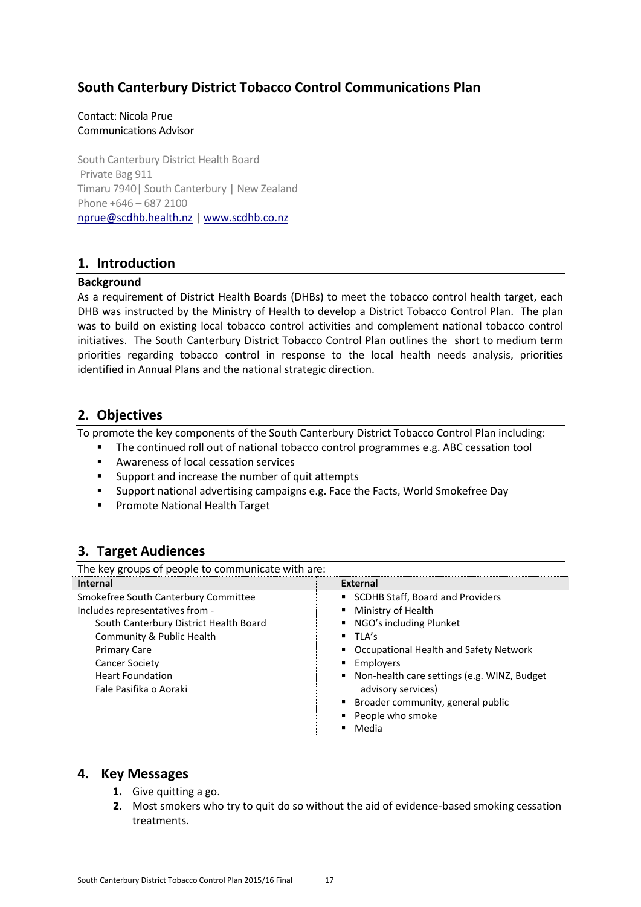## South Canterbury District Tobacco Control Communications Plan

Contact: Nicola Prue
Communications Advisor

South Canterbury District Health Board
Private Bag 911
Timaru 7940| South Canterbury | New Zealand
Phone +646 – 687 2100
nprue@scdhb.health.nz | www.scdhb.co.nz

## 1. Introduction

### Background

As a requirement of District Health Boards (DHBs) to meet the tobacco control health target, each DHB was instructed by the Ministry of Health to develop a District Tobacco Control Plan. The plan was to build on existing local tobacco control activities and complement national tobacco control initiatives. The South Canterbury District Tobacco Control Plan outlines the short to medium term priorities regarding tobacco control in response to the local health needs analysis, priorities identified in Annual Plans and the national strategic direction.

## 2. Objectives

To promote the key components of the South Canterbury District Tobacco Control Plan including:

- The continued roll out of national tobacco control programmes e.g. ABC cessation tool
- Awareness of local cessation services
- Support and increase the number of quit attempts
- Support national advertising campaigns e.g. Face the Facts, World Smokefree Day
- Promote National Health Target

## 3. Target Audiences

The key groups of people to communicate with are:

| Internal | External |
|---|---|
| Smokefree South Canterbury Committee<br>Includes representatives from -<br>South Canterbury District Health Board<br>Community & Public Health<br>Primary Care<br>Cancer Society<br>Heart Foundation<br>Fale Pasifika o Aoraki | ▪ SCDHB Staff, Board and Providers<br>▪ Ministry of Health<br>▪ NGO's including Plunket<br>▪ TLA's<br>▪ Occupational Health and Safety Network<br>▪ Employers<br>▪ Non-health care settings (e.g. WINZ, Budget advisory services)<br>▪ Broader community, general public<br>▪ People who smoke<br>▪ Media |

## 4. Key Messages

1. Give quitting a go.
2. Most smokers who try to quit do so without the aid of evidence-based smoking cessation treatments.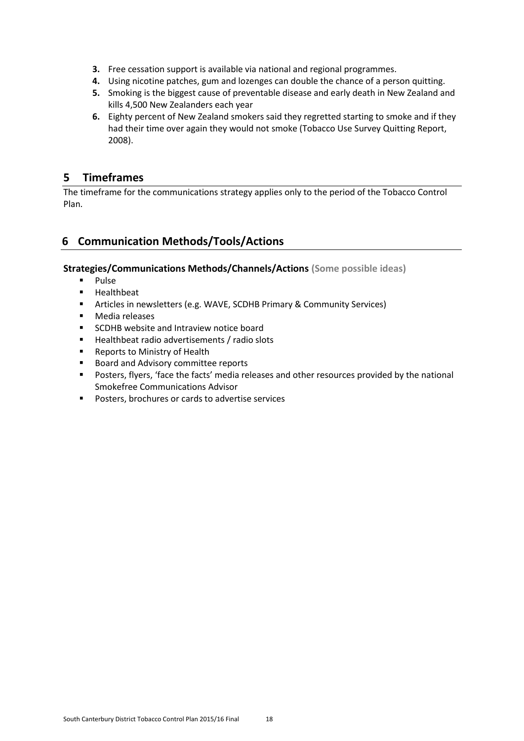3. Free cessation support is available via national and regional programmes.
4. Using nicotine patches, gum and lozenges can double the chance of a person quitting.
5. Smoking is the biggest cause of preventable disease and early death in New Zealand and kills 4,500 New Zealanders each year
6. Eighty percent of New Zealand smokers said they regretted starting to smoke and if they had their time over again they would not smoke (Tobacco Use Survey Quitting Report, 2008).

## 5 Timeframes

The timeframe for the communications strategy applies only to the period of the Tobacco Control Plan.

## 6 Communication Methods/Tools/Actions

**Strategies/Communications Methods/Channels/Actions (Some possible ideas)**

- Pulse
- Healthbeat
- Articles in newsletters (e.g. WAVE, SCDHB Primary & Community Services)
- Media releases
- SCDHB website and Intraview notice board
- Healthbeat radio advertisements / radio slots
- Reports to Ministry of Health
- Board and Advisory committee reports
- Posters, flyers, 'face the facts' media releases and other resources provided by the national Smokefree Communications Advisor
- Posters, brochures or cards to advertise services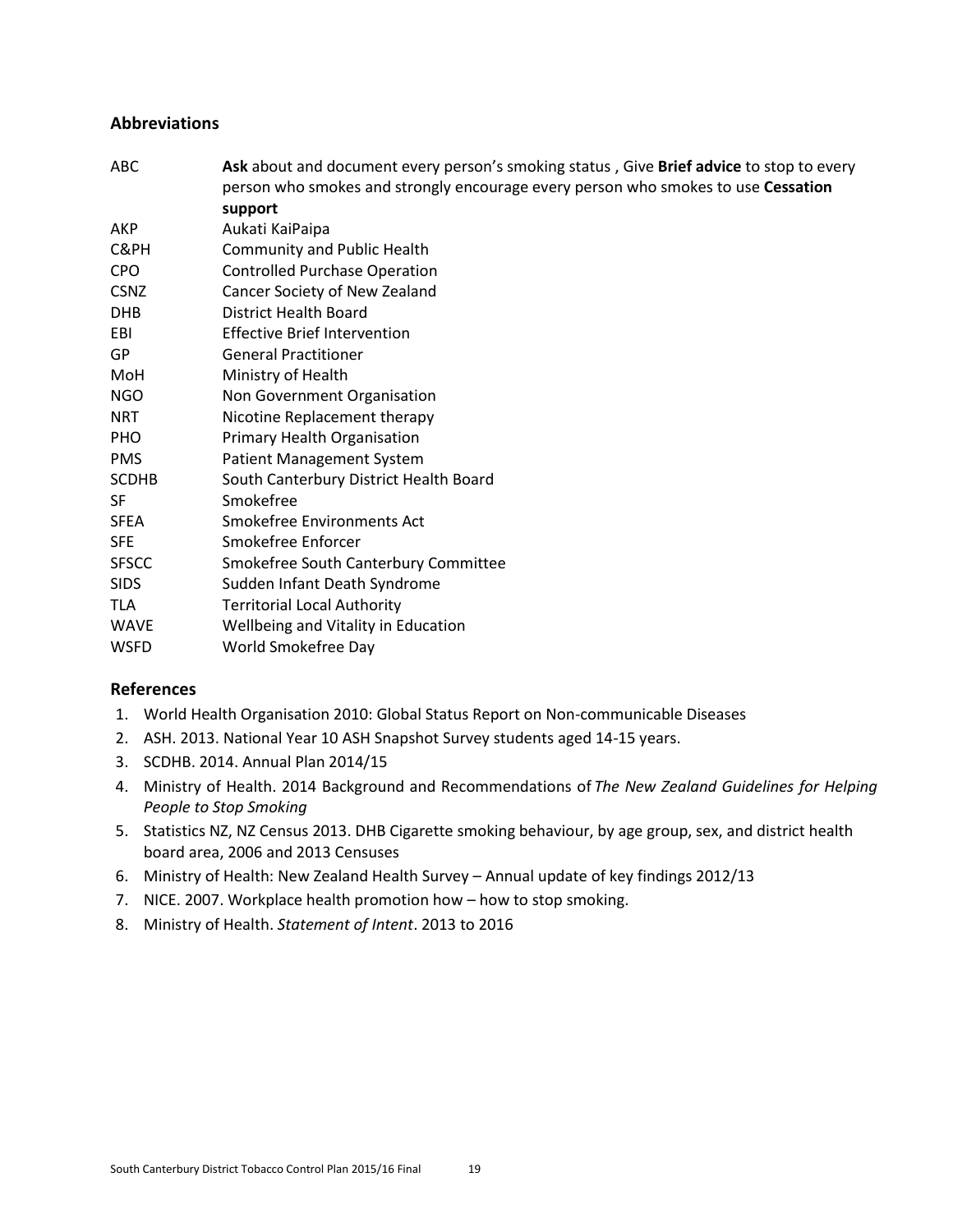## Abbreviations

| | |
|---|---|
| ABC | **Ask** about and document every person's smoking status , Give **Brief advice** to stop to every person who smokes and strongly encourage every person who smokes to use **Cessation support** |
| AKP | Aukati KaiPaipa |
| C&PH | Community and Public Health |
| CPO | Controlled Purchase Operation |
| CSNZ | Cancer Society of New Zealand |
| DHB | District Health Board |
| EBI | Effective Brief Intervention |
| GP | General Practitioner |
| MoH | Ministry of Health |
| NGO | Non Government Organisation |
| NRT | Nicotine Replacement therapy |
| PHO | Primary Health Organisation |
| PMS | Patient Management System |
| SCDHB | South Canterbury District Health Board |
| SF | Smokefree |
| SFEA | Smokefree Environments Act |
| SFE | Smokefree Enforcer |
| SFSCC | Smokefree South Canterbury Committee |
| SIDS | Sudden Infant Death Syndrome |
| TLA | Territorial Local Authority |
| WAVE | Wellbeing and Vitality in Education |
| WSFD | World Smokefree Day |

## References

1. World Health Organisation 2010: Global Status Report on Non-communicable Diseases
2. ASH. 2013. National Year 10 ASH Snapshot Survey students aged 14-15 years.
3. SCDHB. 2014. Annual Plan 2014/15
4. Ministry of Health. 2014 Background and Recommendations of *The New Zealand Guidelines for Helping People to Stop Smoking*
5. Statistics NZ, NZ Census 2013. DHB Cigarette smoking behaviour, by age group, sex, and district health board area, 2006 and 2013 Censuses
6. Ministry of Health: New Zealand Health Survey – Annual update of key findings 2012/13
7. NICE. 2007. Workplace health promotion how – how to stop smoking.
8. Ministry of Health. *Statement of Intent*. 2013 to 2016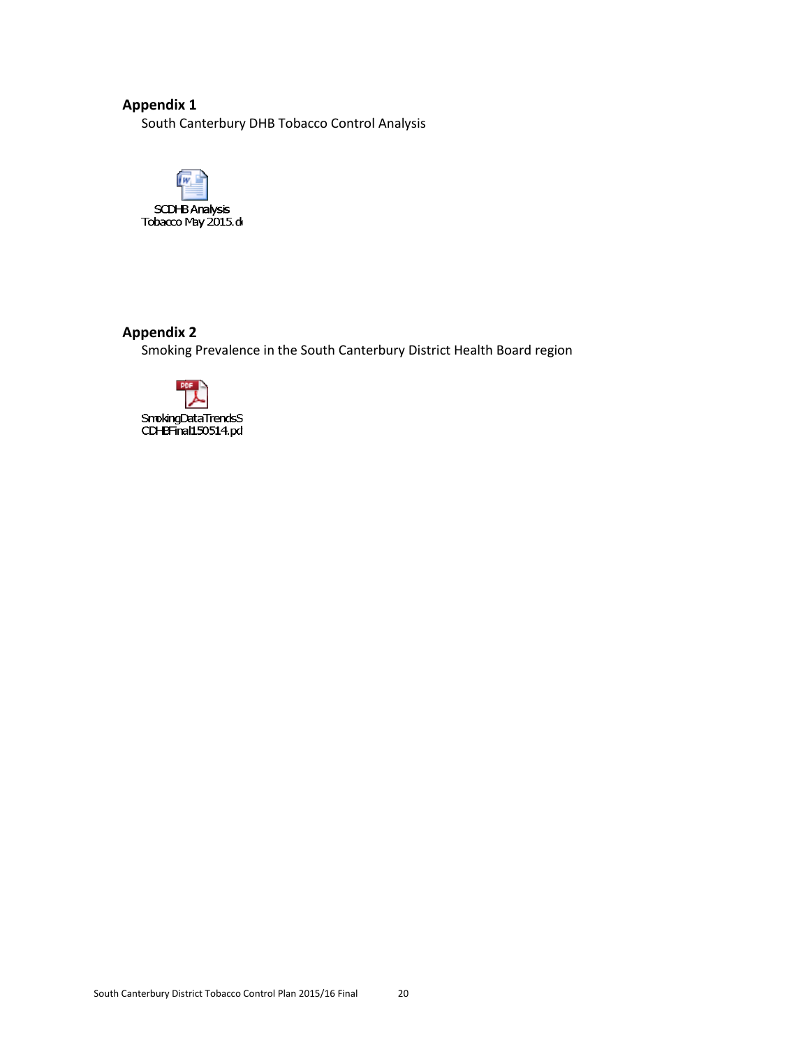## Appendix 1

South Canterbury DHB Tobacco Control Analysis

SCDHB Analysis Tobacco May 2015.d

## Appendix 2

Smoking Prevalence in the South Canterbury District Health Board region

SmokingDataTrendsSCDHBFinal150514.pd